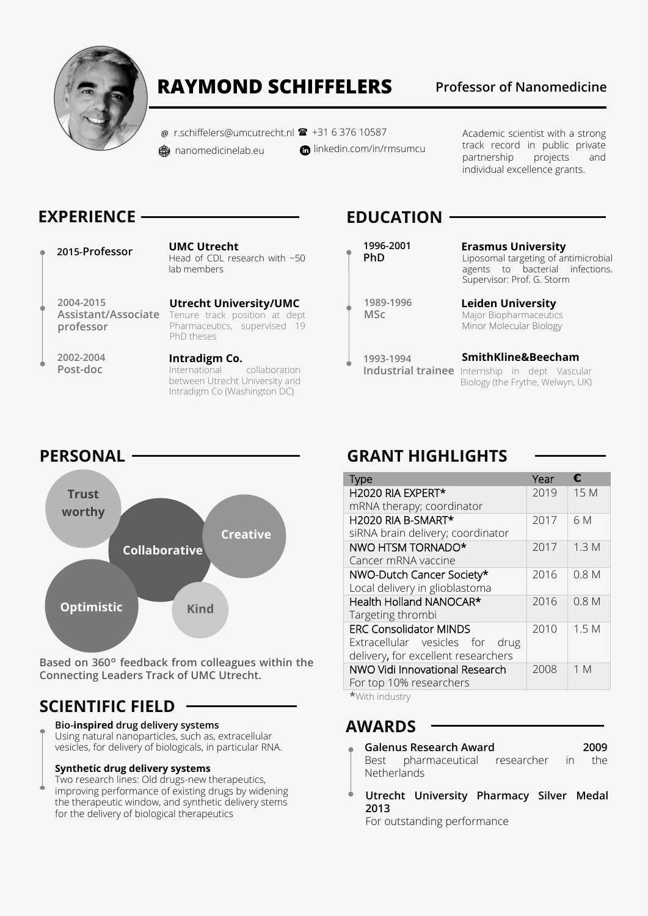# RAYMOND SCHIFFELERS

Professor of Nanomedicine

@ r.schiffelers@umcutrecht.nl ☎ +31 6 376 10587
nanomedicinelab.eu linkedin.com/in/rmsumcu

Academic scientist with a strong track record in public private partnership projects and individual excellence grants.

## EXPERIENCE

**2015-Professor**
**UMC Utrecht**
Head of CDL research with ~50 lab members

2004-2015
**Assistant/Associate professor**
**Utrecht University/UMC**
Tenure track position at dept Pharmaceutics, supervised 19 PhD theses

2002-2004
**Post-doc**
**Intradigm Co.**
International collaboration between Utrecht University and Intradigm Co (Washington DC)

## EDUCATION

1996-2001
**PhD**
**Erasmus University**
Liposomal targeting of antimicrobial agents to bacterial infections. Supervisor: Prof. G. Storm

1989-1996
**MSc**
**Leiden University**
Major Biopharmaceutics
Minor Molecular Biology

1993-1994
**Industrial trainee**
**SmithKline&Beecham**
Internship in dept Vascular Biology (the Frythe, Welwyn, UK)

## PERSONAL

Trust worthy · Collaborative · Creative · Optimistic · Kind

**Based on 360° feedback from colleagues within the Connecting Leaders Track of UMC Utrecht.**

## SCIENTIFIC FIELD

**Bio-inspired drug delivery systems**
Using natural nanoparticles, such as, extracellular vesicles, for delivery of biologicals, in particular RNA.

**Synthetic drug delivery systems**
Two research lines: Old drugs-new therapeutics, improving performance of existing drugs by widening the therapeutic window, and synthetic delivery stems for the delivery of biological therapeutics

## GRANT HIGHLIGHTS

| Type | Year | € |
|---|---|---|
| H2020 RIA EXPERT*<br>mRNA therapy; coordinator | 2019 | 15 M |
| H2020 RIA B-SMART*<br>siRNA brain delivery; coordinator | 2017 | 6 M |
| NWO HTSM TORNADO*<br>Cancer mRNA vaccine | 2017 | 1.3 M |
| NWO-Dutch Cancer Society*<br>Local delivery in glioblastoma | 2016 | 0.8 M |
| Health Holland NANOCAR*<br>Targeting thrombi | 2016 | 0.8 M |
| ERC Consolidator MINDS<br>Extracellular vesicles for drug delivery, for excellent researchers | 2010 | 1.5 M |
| NWO Vidi Innovational Research<br>For top 10% researchers | 2008 | 1 M |

*With industry

## AWARDS

**Galenus Research Award** **2009**
Best pharmaceutical researcher in the Netherlands

**Utrecht University Pharmacy Silver Medal 2013**
For outstanding performance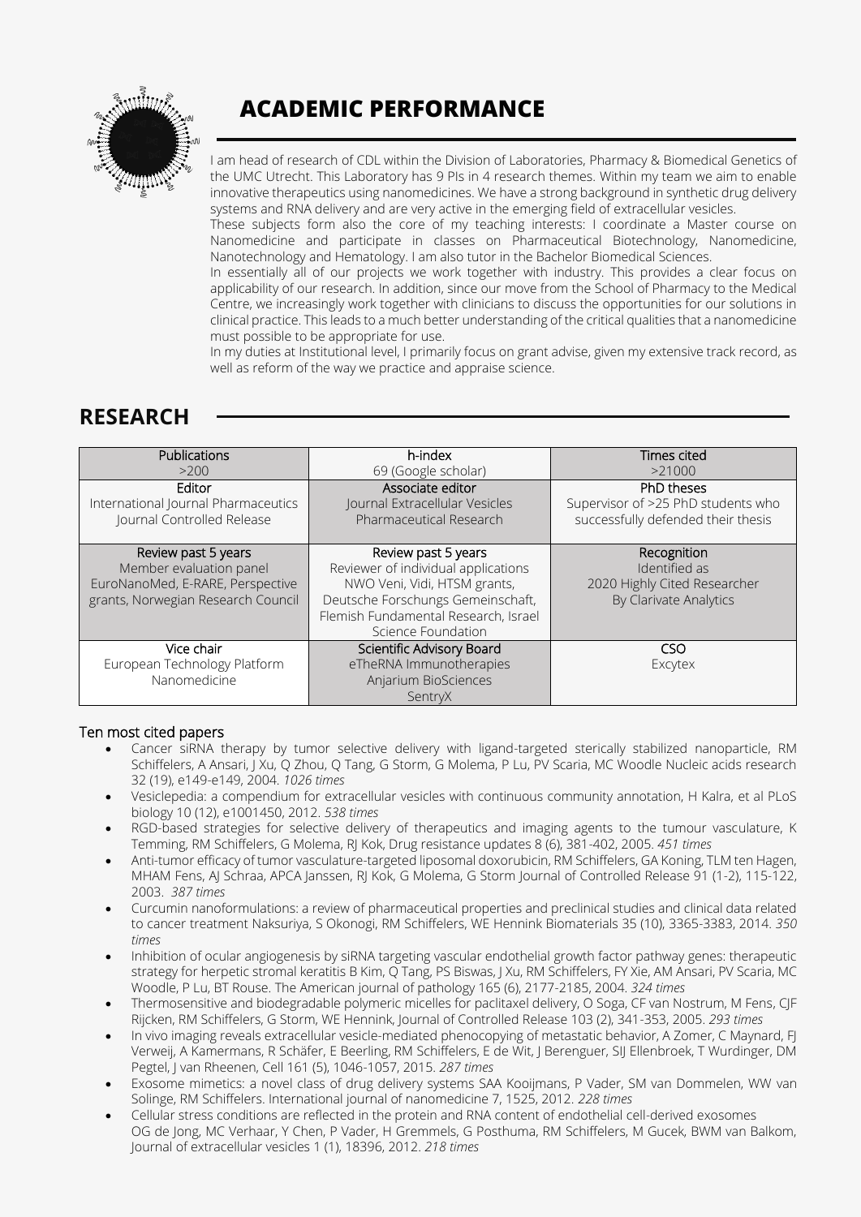# ACADEMIC PERFORMANCE

I am head of research of CDL within the Division of Laboratories, Pharmacy & Biomedical Genetics of the UMC Utrecht. This Laboratory has 9 PIs in 4 research themes. Within my team we aim to enable innovative therapeutics using nanomedicines. We have a strong background in synthetic drug delivery systems and RNA delivery and are very active in the emerging field of extracellular vesicles.

These subjects form also the core of my teaching interests: I coordinate a Master course on Nanomedicine and participate in classes on Pharmaceutical Biotechnology, Nanomedicine, Nanotechnology and Hematology. I am also tutor in the Bachelor Biomedical Sciences.

In essentially all of our projects we work together with industry. This provides a clear focus on applicability of our research. In addition, since our move from the School of Pharmacy to the Medical Centre, we increasingly work together with clinicians to discuss the opportunities for our solutions in clinical practice. This leads to a much better understanding of the critical qualities that a nanomedicine must possible to be appropriate for use.

In my duties at Institutional level, I primarily focus on grant advise, given my extensive track record, as well as reform of the way we practice and appraise science.

# RESEARCH

| | | |
|---|---|---|
| Publications<br>>200 | h-index<br>69 (Google scholar) | Times cited<br>>21000 |
| Editor<br>International Journal Pharmaceutics<br>Journal Controlled Release | Associate editor<br>Journal Extracellular Vesicles<br>Pharmaceutical Research | PhD theses<br>Supervisor of >25 PhD students who successfully defended their thesis |
| Review past 5 years<br>Member evaluation panel<br>EuroNanoMed, E-RARE, Perspective grants, Norwegian Research Council | Review past 5 years<br>Reviewer of individual applications<br>NWO Veni, Vidi, HTSM grants, Deutsche Forschungs Gemeinschaft, Flemish Fundamental Research, Israel Science Foundation | Recognition<br>Identified as<br>2020 Highly Cited Researcher<br>By Clarivate Analytics |
| Vice chair<br>European Technology Platform Nanomedicine | Scientific Advisory Board<br>eTheRNA Immunotherapies<br>Anjarium BioSciences<br>SentryX | CSO<br>Excytex |

## Ten most cited papers

- Cancer siRNA therapy by tumor selective delivery with ligand-targeted sterically stabilized nanoparticle, RM Schiffelers, A Ansari, J Xu, Q Zhou, Q Tang, G Storm, G Molema, P Lu, PV Scaria, MC Woodle Nucleic acids research 32 (19), e149-e149, 2004. *1026 times*
- Vesiclepedia: a compendium for extracellular vesicles with continuous community annotation, H Kalra, et al PLoS biology 10 (12), e1001450, 2012. *538 times*
- RGD-based strategies for selective delivery of therapeutics and imaging agents to the tumour vasculature, K Temming, RM Schiffelers, G Molema, RJ Kok, Drug resistance updates 8 (6), 381-402, 2005. *451 times*
- Anti-tumor efficacy of tumor vasculature-targeted liposomal doxorubicin, RM Schiffelers, GA Koning, TLM ten Hagen, MHAM Fens, AJ Schraa, APCA Janssen, RJ Kok, G Molema, G Storm Journal of Controlled Release 91 (1-2), 115-122, 2003. *387 times*
- Curcumin nanoformulations: a review of pharmaceutical properties and preclinical studies and clinical data related to cancer treatment Naksuriya, S Okonogi, RM Schiffelers, WE Hennink Biomaterials 35 (10), 3365-3383, 2014. *350 times*
- Inhibition of ocular angiogenesis by siRNA targeting vascular endothelial growth factor pathway genes: therapeutic strategy for herpetic stromal keratitis B Kim, Q Tang, PS Biswas, J Xu, RM Schiffelers, FY Xie, AM Ansari, PV Scaria, MC Woodle, P Lu, BT Rouse. The American journal of pathology 165 (6), 2177-2185, 2004. *324 times*
- Thermosensitive and biodegradable polymeric micelles for paclitaxel delivery, O Soga, CF van Nostrum, M Fens, CJF Rijcken, RM Schiffelers, G Storm, WE Hennink, Journal of Controlled Release 103 (2), 341-353, 2005. *293 times*
- In vivo imaging reveals extracellular vesicle-mediated phenocopying of metastatic behavior, A Zomer, C Maynard, FJ Verweij, A Kamermans, R Schäfer, E Beerling, RM Schiffelers, E de Wit, J Berenguer, SIJ Ellenbroek, T Wurdinger, DM Pegtel, J van Rheenen, Cell 161 (5), 1046-1057, 2015. *287 times*
- Exosome mimetics: a novel class of drug delivery systems SAA Kooijmans, P Vader, SM van Dommelen, WW van Solinge, RM Schiffelers. International journal of nanomedicine 7, 1525, 2012. *228 times*
- Cellular stress conditions are reflected in the protein and RNA content of endothelial cell-derived exosomes OG de Jong, MC Verhaar, Y Chen, P Vader, H Gremmels, G Posthuma, RM Schiffelers, M Gucek, BWM van Balkom, Journal of extracellular vesicles 1 (1), 18396, 2012. *218 times*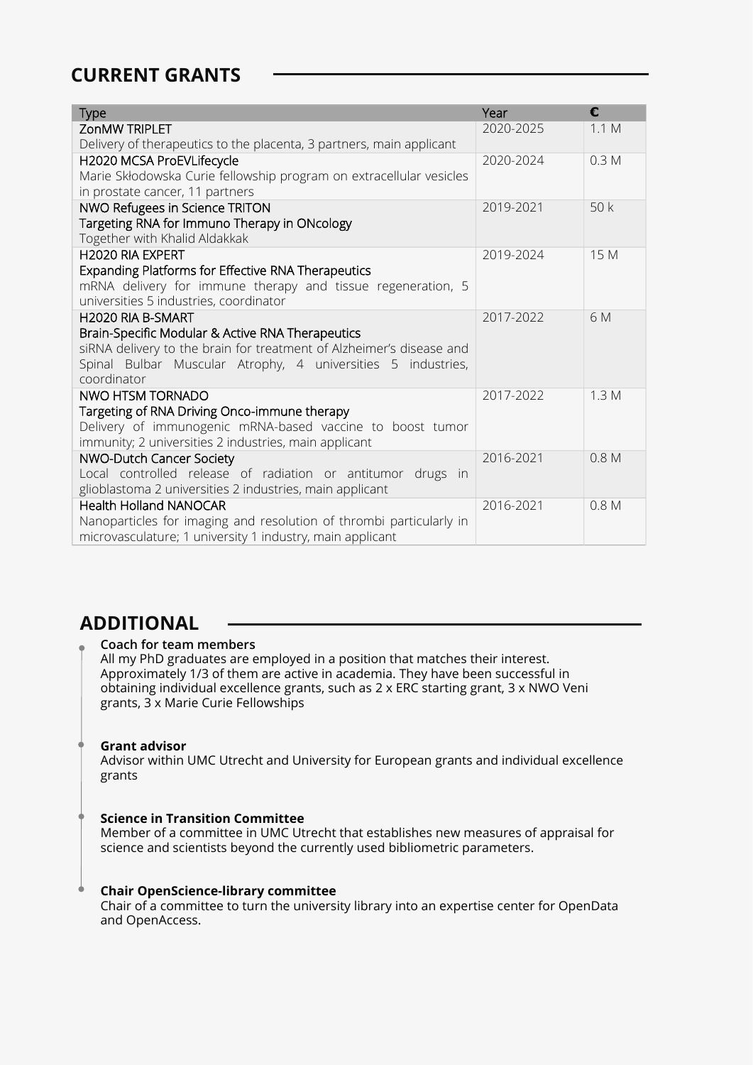## CURRENT GRANTS

| Type | Year | € |
|---|---|---|
| ZonMW TRIPLET<br>Delivery of therapeutics to the placenta, 3 partners, main applicant | 2020-2025 | 1.1 M |
| H2020 MCSA ProEVLifecycle<br>Marie Skłodowska Curie fellowship program on extracellular vesicles in prostate cancer, 11 partners | 2020-2024 | 0.3 M |
| NWO Refugees in Science TRITON<br>Targeting RNA for Immuno Therapy in ONcology<br>Together with Khalid Aldakkak | 2019-2021 | 50 k |
| H2020 RIA EXPERT<br>Expanding Platforms for Effective RNA Therapeutics<br>mRNA delivery for immune therapy and tissue regeneration, 5 universities 5 industries, coordinator | 2019-2024 | 15 M |
| H2020 RIA B-SMART<br>Brain-Specific Modular & Active RNA Therapeutics<br>siRNA delivery to the brain for treatment of Alzheimer's disease and Spinal Bulbar Muscular Atrophy, 4 universities 5 industries, coordinator | 2017-2022 | 6 M |
| NWO HTSM TORNADO<br>Targeting of RNA Driving Onco-immune therapy<br>Delivery of immunogenic mRNA-based vaccine to boost tumor immunity; 2 universities 2 industries, main applicant | 2017-2022 | 1.3 M |
| NWO-Dutch Cancer Society<br>Local controlled release of radiation or antitumor drugs in glioblastoma 2 universities 2 industries, main applicant | 2016-2021 | 0.8 M |
| Health Holland NANOCAR<br>Nanoparticles for imaging and resolution of thrombi particularly in microvasculature; 1 university 1 industry, main applicant | 2016-2021 | 0.8 M |

## ADDITIONAL

- **Coach for team members**
  All my PhD graduates are employed in a position that matches their interest. Approximately 1/3 of them are active in academia. They have been successful in obtaining individual excellence grants, such as 2 x ERC starting grant, 3 x NWO Veni grants, 3 x Marie Curie Fellowships

- **Grant advisor**
  Advisor within UMC Utrecht and University for European grants and individual excellence grants

- **Science in Transition Committee**
  Member of a committee in UMC Utrecht that establishes new measures of appraisal for science and scientists beyond the currently used bibliometric parameters.

- **Chair OpenScience-library committee**
  Chair of a committee to turn the university library into an expertise center for OpenData and OpenAccess.